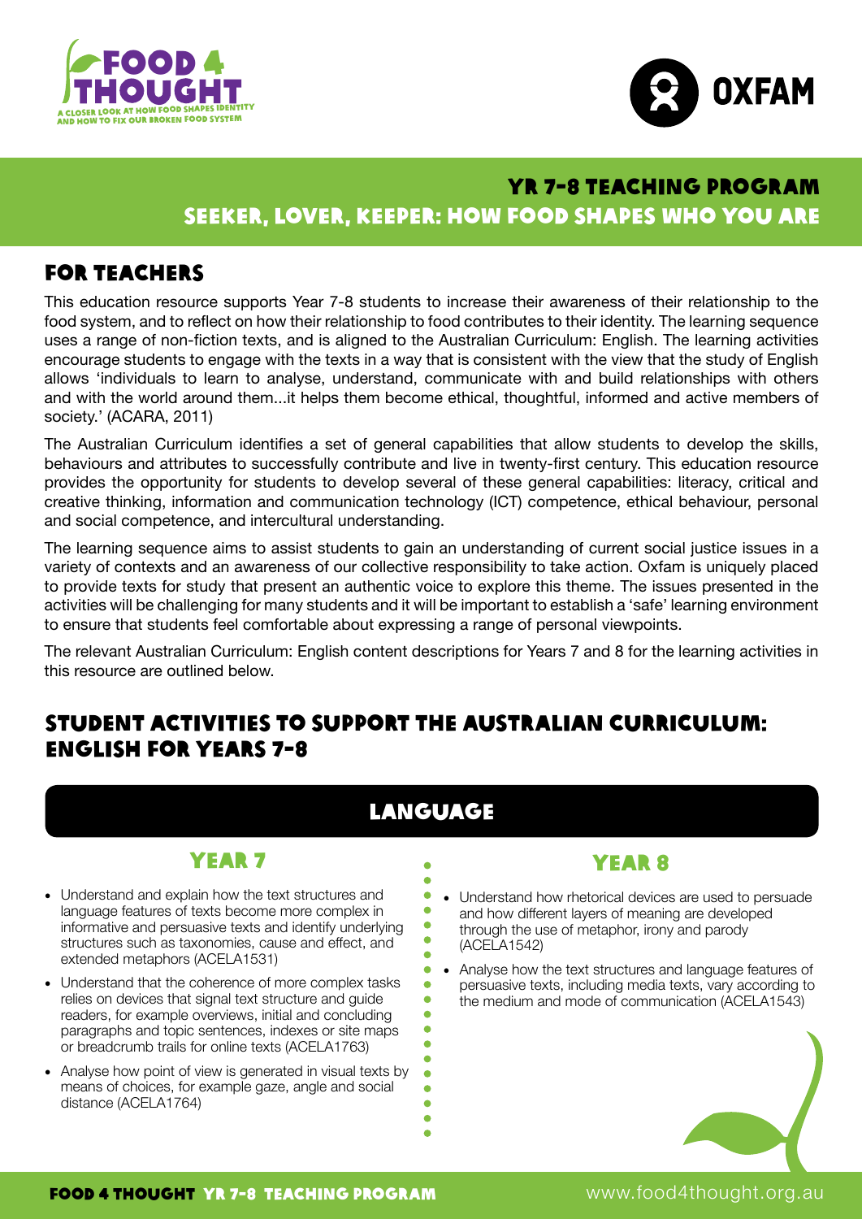FOOD 4 THOUGHT
A CLOSER LOOK AT HOW FOOD SHAPES IDENTITY AND HOW TO FIX OUR BROKEN FOOD SYSTEM

OXFAM

# YR 7-8 TEACHING PROGRAM
## SEEKER, LOVER, KEEPER: HOW FOOD SHAPES WHO YOU ARE

## FOR TEACHERS

This education resource supports Year 7-8 students to increase their awareness of their relationship to the food system, and to reflect on how their relationship to food contributes to their identity. The learning sequence uses a range of non-fiction texts, and is aligned to the Australian Curriculum: English. The learning activities encourage students to engage with the texts in a way that is consistent with the view that the study of English allows 'individuals to learn to analyse, understand, communicate with and build relationships with others and with the world around them...it helps them become ethical, thoughtful, informed and active members of society.' (ACARA, 2011)

The Australian Curriculum identifies a set of general capabilities that allow students to develop the skills, behaviours and attributes to successfully contribute and live in twenty-first century. This education resource provides the opportunity for students to develop several of these general capabilities: literacy, critical and creative thinking, information and communication technology (ICT) competence, ethical behaviour, personal and social competence, and intercultural understanding.

The learning sequence aims to assist students to gain an understanding of current social justice issues in a variety of contexts and an awareness of our collective responsibility to take action. Oxfam is uniquely placed to provide texts for study that present an authentic voice to explore this theme. The issues presented in the activities will be challenging for many students and it will be important to establish a 'safe' learning environment to ensure that students feel comfortable about expressing a range of personal viewpoints.

The relevant Australian Curriculum: English content descriptions for Years 7 and 8 for the learning activities in this resource are outlined below.

## STUDENT ACTIVITIES TO SUPPORT THE AUSTRALIAN CURRICULUM: ENGLISH FOR YEARS 7-8

### LANGUAGE

#### YEAR 7

- Understand and explain how the text structures and language features of texts become more complex in informative and persuasive texts and identify underlying structures such as taxonomies, cause and effect, and extended metaphors (ACELA1531)
- Understand that the coherence of more complex tasks relies on devices that signal text structure and guide readers, for example overviews, initial and concluding paragraphs and topic sentences, indexes or site maps or breadcrumb trails for online texts (ACELA1763)
- Analyse how point of view is generated in visual texts by means of choices, for example gaze, angle and social distance (ACELA1764)

#### YEAR 8

- Understand how rhetorical devices are used to persuade and how different layers of meaning are developed through the use of metaphor, irony and parody (ACELA1542)
- Analyse how the text structures and language features of persuasive texts, including media texts, vary according to the medium and mode of communication (ACELA1543)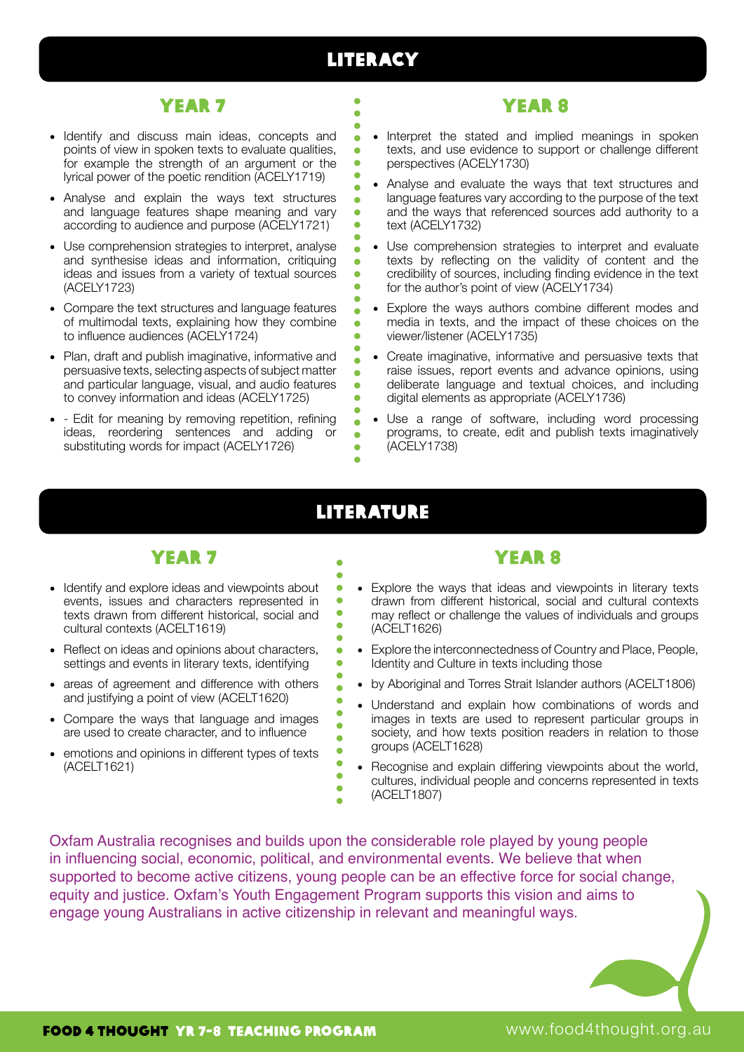# LITERACY

## YEAR 7

- Identify and discuss main ideas, concepts and points of view in spoken texts to evaluate qualities, for example the strength of an argument or the lyrical power of the poetic rendition (ACELY1719)
- Analyse and explain the ways text structures and language features shape meaning and vary according to audience and purpose (ACELY1721)
- Use comprehension strategies to interpret, analyse and synthesise ideas and information, critiquing ideas and issues from a variety of textual sources (ACELY1723)
- Compare the text structures and language features of multimodal texts, explaining how they combine to influence audiences (ACELY1724)
- Plan, draft and publish imaginative, informative and persuasive texts, selecting aspects of subject matter and particular language, visual, and audio features to convey information and ideas (ACELY1725)
- - Edit for meaning by removing repetition, refining ideas, reordering sentences and adding or substituting words for impact (ACELY1726)

## YEAR 8

- Interpret the stated and implied meanings in spoken texts, and use evidence to support or challenge different perspectives (ACELY1730)
- Analyse and evaluate the ways that text structures and language features vary according to the purpose of the text and the ways that referenced sources add authority to a text (ACELY1732)
- Use comprehension strategies to interpret and evaluate texts by reflecting on the validity of content and the credibility of sources, including finding evidence in the text for the author's point of view (ACELY1734)
- Explore the ways authors combine different modes and media in texts, and the impact of these choices on the viewer/listener (ACELY1735)
- Create imaginative, informative and persuasive texts that raise issues, report events and advance opinions, using deliberate language and textual choices, and including digital elements as appropriate (ACELY1736)
- Use a range of software, including word processing programs, to create, edit and publish texts imaginatively (ACELY1738)

# LITERATURE

## YEAR 7

- Identify and explore ideas and viewpoints about events, issues and characters represented in texts drawn from different historical, social and cultural contexts (ACELT1619)
- Reflect on ideas and opinions about characters, settings and events in literary texts, identifying
- areas of agreement and difference with others and justifying a point of view (ACELT1620)
- Compare the ways that language and images are used to create character, and to influence
- emotions and opinions in different types of texts (ACELT1621)

## YEAR 8

- Explore the ways that ideas and viewpoints in literary texts drawn from different historical, social and cultural contexts may reflect or challenge the values of individuals and groups (ACELT1626)
- Explore the interconnectedness of Country and Place, People, Identity and Culture in texts including those
- by Aboriginal and Torres Strait Islander authors (ACELT1806)
- Understand and explain how combinations of words and images in texts are used to represent particular groups in society, and how texts position readers in relation to those groups (ACELT1628)
- Recognise and explain differing viewpoints about the world, cultures, individual people and concerns represented in texts (ACELT1807)

Oxfam Australia recognises and builds upon the considerable role played by young people in influencing social, economic, political, and environmental events. We believe that when supported to become active citizens, young people can be an effective force for social change, equity and justice. Oxfam's Youth Engagement Program supports this vision and aims to engage young Australians in active citizenship in relevant and meaningful ways.